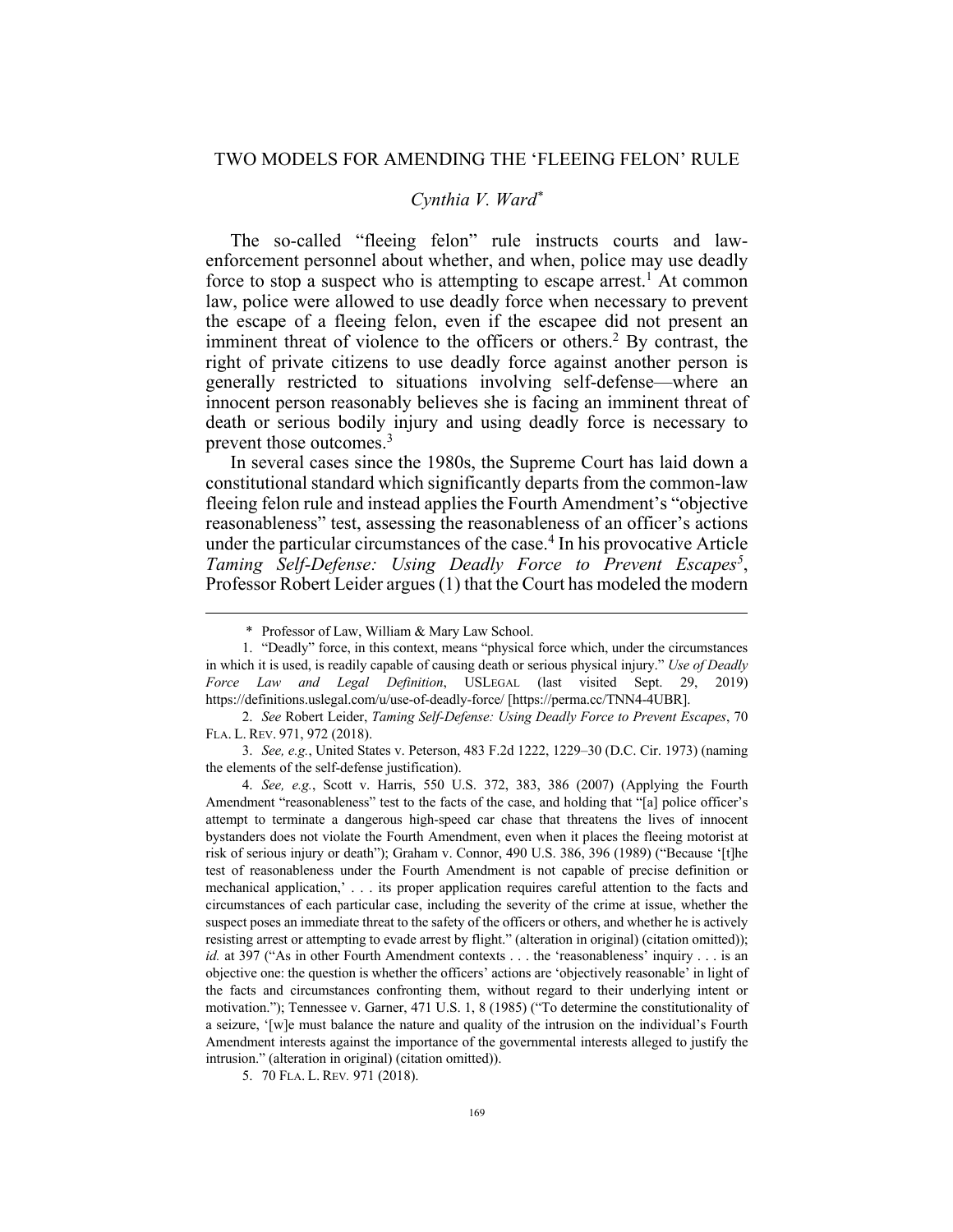# TWO MODELS FOR AMENDING THE 'FLEEING FELON' RULE

*Cynthia V. Ward*[*]

The so-called "fleeing felon" rule instructs courts and law-enforcement personnel about whether, and when, police may use deadly force to stop a suspect who is attempting to escape arrest.[1] At common law, police were allowed to use deadly force when necessary to prevent the escape of a fleeing felon, even if the escapee did not present an imminent threat of violence to the officers or others.[2] By contrast, the right of private citizens to use deadly force against another person is generally restricted to situations involving self-defense—where an innocent person reasonably believes she is facing an imminent threat of death or serious bodily injury and using deadly force is necessary to prevent those outcomes.[3]

In several cases since the 1980s, the Supreme Court has laid down a constitutional standard which significantly departs from the common-law fleeing felon rule and instead applies the Fourth Amendment's "objective reasonableness" test, assessing the reasonableness of an officer's actions under the particular circumstances of the case.[4] In his provocative Article *Taming Self-Defense: Using Deadly Force to Prevent Escapes*[5], Professor Robert Leider argues (1) that the Court has modeled the modern

---

\* Professor of Law, William & Mary Law School.

1. "Deadly" force, in this context, means "physical force which, under the circumstances in which it is used, is readily capable of causing death or serious physical injury." *Use of Deadly Force Law and Legal Definition*, USLEGAL (last visited Sept. 29, 2019) https://definitions.uslegal.com/u/use-of-deadly-force/ [https://perma.cc/TNN4-4UBR].

2. *See* Robert Leider, *Taming Self-Defense: Using Deadly Force to Prevent Escapes*, 70 FLA. L. REV. 971, 972 (2018).

3. *See, e.g.*, United States v. Peterson, 483 F.2d 1222, 1229–30 (D.C. Cir. 1973) (naming the elements of the self-defense justification).

4. *See, e.g.*, Scott v. Harris, 550 U.S. 372, 383, 386 (2007) (Applying the Fourth Amendment "reasonableness" test to the facts of the case, and holding that "[a] police officer's attempt to terminate a dangerous high-speed car chase that threatens the lives of innocent bystanders does not violate the Fourth Amendment, even when it places the fleeing motorist at risk of serious injury or death"); Graham v. Connor, 490 U.S. 386, 396 (1989) ("Because '[t]he test of reasonableness under the Fourth Amendment is not capable of precise definition or mechanical application,' . . . its proper application requires careful attention to the facts and circumstances of each particular case, including the severity of the crime at issue, whether the suspect poses an immediate threat to the safety of the officers or others, and whether he is actively resisting arrest or attempting to evade arrest by flight." (alteration in original) (citation omitted)); *id.* at 397 ("As in other Fourth Amendment contexts . . . the 'reasonableness' inquiry . . . is an objective one: the question is whether the officers' actions are 'objectively reasonable' in light of the facts and circumstances confronting them, without regard to their underlying intent or motivation."); Tennessee v. Garner, 471 U.S. 1, 8 (1985) ("To determine the constitutionality of a seizure, '[w]e must balance the nature and quality of the intrusion on the individual's Fourth Amendment interests against the importance of the governmental interests alleged to justify the intrusion." (alteration in original) (citation omitted)).

5. 70 FLA. L. REV. 971 (2018).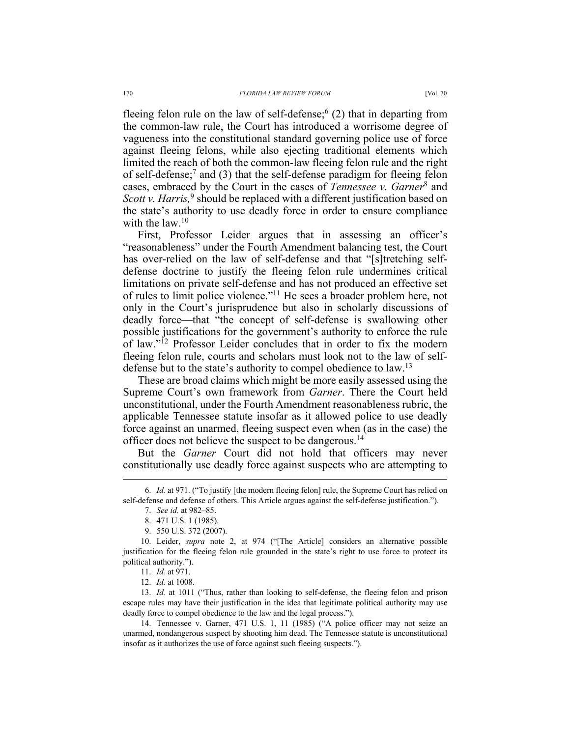fleeing felon rule on the law of self-defense;[6] (2) that in departing from the common-law rule, the Court has introduced a worrisome degree of vagueness into the constitutional standard governing police use of force against fleeing felons, while also ejecting traditional elements which limited the reach of both the common-law fleeing felon rule and the right of self-defense;[7] and (3) that the self-defense paradigm for fleeing felon cases, embraced by the Court in the cases of *Tennessee v. Garner*[8] and *Scott v. Harris,*[9] should be replaced with a different justification based on the state's authority to use deadly force in order to ensure compliance with the law.[10]

First, Professor Leider argues that in assessing an officer's "reasonableness" under the Fourth Amendment balancing test, the Court has over-relied on the law of self-defense and that "[s]tretching self-defense doctrine to justify the fleeing felon rule undermines critical limitations on private self-defense and has not produced an effective set of rules to limit police violence."[11] He sees a broader problem here, not only in the Court's jurisprudence but also in scholarly discussions of deadly force—that "the concept of self-defense is swallowing other possible justifications for the government's authority to enforce the rule of law."[12] Professor Leider concludes that in order to fix the modern fleeing felon rule, courts and scholars must look not to the law of self-defense but to the state's authority to compel obedience to law.[13]

These are broad claims which might be more easily assessed using the Supreme Court's own framework from *Garner*. There the Court held unconstitutional, under the Fourth Amendment reasonableness rubric, the applicable Tennessee statute insofar as it allowed police to use deadly force against an unarmed, fleeing suspect even when (as in the case) the officer does not believe the suspect to be dangerous.[14]

But the *Garner* Court did not hold that officers may never constitutionally use deadly force against suspects who are attempting to

---

6. *Id.* at 971. ("To justify [the modern fleeing felon] rule, the Supreme Court has relied on self-defense and defense of others. This Article argues against the self-defense justification.").

7. *See id.* at 982–85.

8. 471 U.S. 1 (1985).

9. 550 U.S. 372 (2007).

10. Leider, *supra* note 2, at 974 ("[The Article] considers an alternative possible justification for the fleeing felon rule grounded in the state's right to use force to protect its political authority.").

11. *Id.* at 971.

12. *Id.* at 1008.

13. *Id.* at 1011 ("Thus, rather than looking to self-defense, the fleeing felon and prison escape rules may have their justification in the idea that legitimate political authority may use deadly force to compel obedience to the law and the legal process.").

14. Tennessee v. Garner, 471 U.S. 1, 11 (1985) ("A police officer may not seize an unarmed, nondangerous suspect by shooting him dead. The Tennessee statute is unconstitutional insofar as it authorizes the use of force against such fleeing suspects.").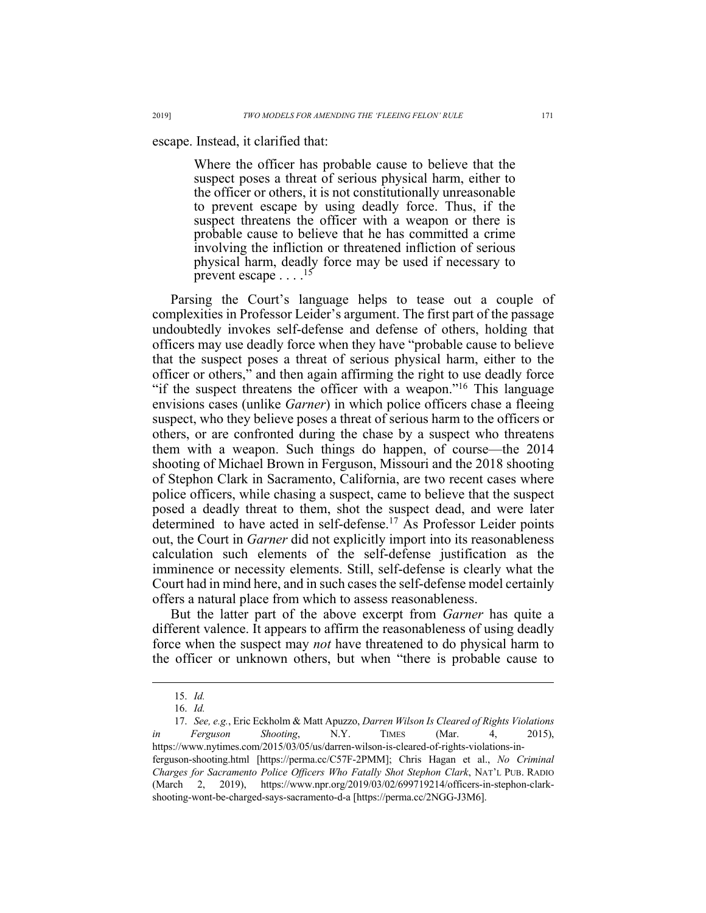escape. Instead, it clarified that:

> Where the officer has probable cause to believe that the suspect poses a threat of serious physical harm, either to the officer or others, it is not constitutionally unreasonable to prevent escape by using deadly force. Thus, if the suspect threatens the officer with a weapon or there is probable cause to believe that he has committed a crime involving the infliction or threatened infliction of serious physical harm, deadly force may be used if necessary to prevent escape . . . .[15]

Parsing the Court's language helps to tease out a couple of complexities in Professor Leider's argument. The first part of the passage undoubtedly invokes self-defense and defense of others, holding that officers may use deadly force when they have "probable cause to believe that the suspect poses a threat of serious physical harm, either to the officer or others," and then again affirming the right to use deadly force "if the suspect threatens the officer with a weapon."[16] This language envisions cases (unlike *Garner*) in which police officers chase a fleeing suspect, who they believe poses a threat of serious harm to the officers or others, or are confronted during the chase by a suspect who threatens them with a weapon. Such things do happen, of course—the 2014 shooting of Michael Brown in Ferguson, Missouri and the 2018 shooting of Stephon Clark in Sacramento, California, are two recent cases where police officers, while chasing a suspect, came to believe that the suspect posed a deadly threat to them, shot the suspect dead, and were later determined to have acted in self-defense.[17] As Professor Leider points out, the Court in *Garner* did not explicitly import into its reasonableness calculation such elements of the self-defense justification as the imminence or necessity elements. Still, self-defense is clearly what the Court had in mind here, and in such cases the self-defense model certainly offers a natural place from which to assess reasonableness.

But the latter part of the above excerpt from *Garner* has quite a different valence. It appears to affirm the reasonableness of using deadly force when the suspect may *not* have threatened to do physical harm to the officer or unknown others, but when "there is probable cause to

---

15. *Id.*

16. *Id.*

17. *See, e.g.*, Eric Eckholm & Matt Apuzzo, *Darren Wilson Is Cleared of Rights Violations in Ferguson Shooting*, N.Y. TIMES (Mar. 4, 2015), https://www.nytimes.com/2015/03/05/us/darren-wilson-is-cleared-of-rights-violations-in-ferguson-shooting.html [https://perma.cc/C57F-2PMM]; Chris Hagan et al., *No Criminal Charges for Sacramento Police Officers Who Fatally Shot Stephon Clark*, NAT'L PUB. RADIO (March 2, 2019), https://www.npr.org/2019/03/02/699719214/officers-in-stephon-clark-shooting-wont-be-charged-says-sacramento-d-a [https://perma.cc/2NGG-J3M6].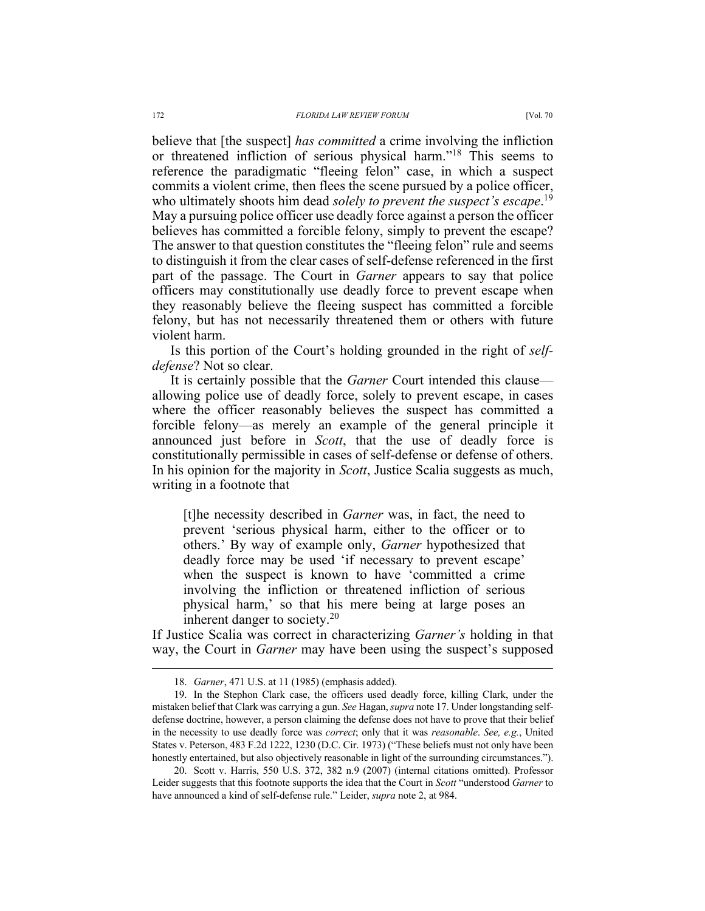believe that [the suspect] *has committed* a crime involving the infliction or threatened infliction of serious physical harm."[18] This seems to reference the paradigmatic "fleeing felon" case, in which a suspect commits a violent crime, then flees the scene pursued by a police officer, who ultimately shoots him dead *solely to prevent the suspect's escape*.[19] May a pursuing police officer use deadly force against a person the officer believes has committed a forcible felony, simply to prevent the escape? The answer to that question constitutes the "fleeing felon" rule and seems to distinguish it from the clear cases of self-defense referenced in the first part of the passage. The Court in *Garner* appears to say that police officers may constitutionally use deadly force to prevent escape when they reasonably believe the fleeing suspect has committed a forcible felony, but has not necessarily threatened them or others with future violent harm.

Is this portion of the Court's holding grounded in the right of *self-defense*? Not so clear.

It is certainly possible that the *Garner* Court intended this clause—allowing police use of deadly force, solely to prevent escape, in cases where the officer reasonably believes the suspect has committed a forcible felony—as merely an example of the general principle it announced just before in *Scott*, that the use of deadly force is constitutionally permissible in cases of self-defense or defense of others. In his opinion for the majority in *Scott*, Justice Scalia suggests as much, writing in a footnote that

> [t]he necessity described in *Garner* was, in fact, the need to prevent 'serious physical harm, either to the officer or to others.' By way of example only, *Garner* hypothesized that deadly force may be used 'if necessary to prevent escape' when the suspect is known to have 'committed a crime involving the infliction or threatened infliction of serious physical harm,' so that his mere being at large poses an inherent danger to society.[20]

If Justice Scalia was correct in characterizing *Garner's* holding in that way, the Court in *Garner* may have been using the suspect's supposed

---

18. *Garner*, 471 U.S. at 11 (1985) (emphasis added).

19. In the Stephon Clark case, the officers used deadly force, killing Clark, under the mistaken belief that Clark was carrying a gun. *See* Hagan, *supra* note 17. Under longstanding self-defense doctrine, however, a person claiming the defense does not have to prove that their belief in the necessity to use deadly force was *correct*; only that it was *reasonable*. *See, e.g.*, United States v. Peterson, 483 F.2d 1222, 1230 (D.C. Cir. 1973) ("These beliefs must not only have been honestly entertained, but also objectively reasonable in light of the surrounding circumstances.").

20. Scott v. Harris, 550 U.S. 372, 382 n.9 (2007) (internal citations omitted). Professor Leider suggests that this footnote supports the idea that the Court in *Scott* "understood *Garner* to have announced a kind of self-defense rule." Leider, *supra* note 2, at 984.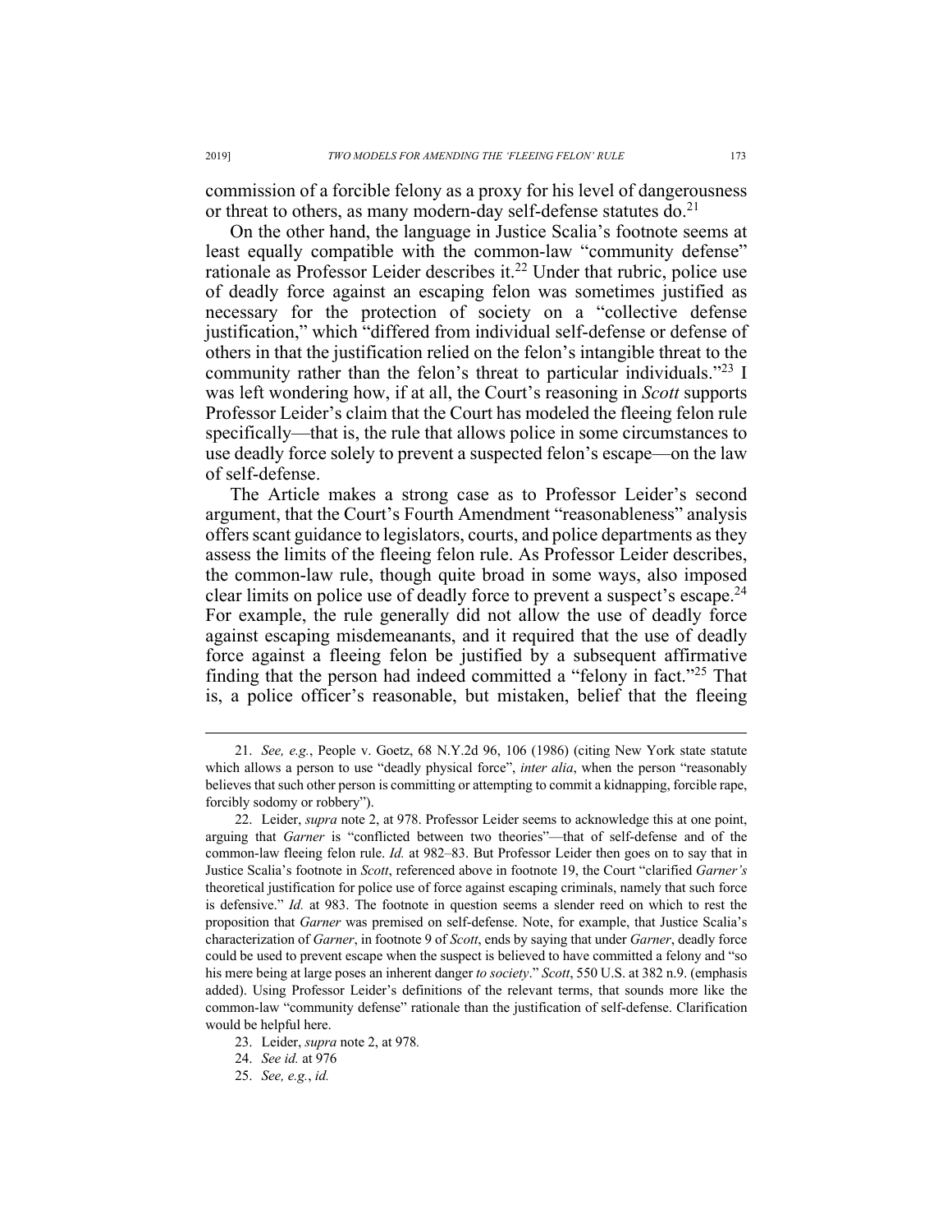commission of a forcible felony as a proxy for his level of dangerousness or threat to others, as many modern-day self-defense statutes do.[21]

On the other hand, the language in Justice Scalia's footnote seems at least equally compatible with the common-law "community defense" rationale as Professor Leider describes it.[22] Under that rubric, police use of deadly force against an escaping felon was sometimes justified as necessary for the protection of society on a "collective defense justification," which "differed from individual self-defense or defense of others in that the justification relied on the felon's intangible threat to the community rather than the felon's threat to particular individuals."[23] I was left wondering how, if at all, the Court's reasoning in *Scott* supports Professor Leider's claim that the Court has modeled the fleeing felon rule specifically—that is, the rule that allows police in some circumstances to use deadly force solely to prevent a suspected felon's escape—on the law of self-defense.

The Article makes a strong case as to Professor Leider's second argument, that the Court's Fourth Amendment "reasonableness" analysis offers scant guidance to legislators, courts, and police departments as they assess the limits of the fleeing felon rule. As Professor Leider describes, the common-law rule, though quite broad in some ways, also imposed clear limits on police use of deadly force to prevent a suspect's escape.[24] For example, the rule generally did not allow the use of deadly force against escaping misdemeanants, and it required that the use of deadly force against a fleeing felon be justified by a subsequent affirmative finding that the person had indeed committed a "felony in fact."[25] That is, a police officer's reasonable, but mistaken, belief that the fleeing

---

21. *See, e.g.*, People v. Goetz, 68 N.Y.2d 96, 106 (1986) (citing New York state statute which allows a person to use "deadly physical force", *inter alia*, when the person "reasonably believes that such other person is committing or attempting to commit a kidnapping, forcible rape, forcibly sodomy or robbery").

22. Leider, *supra* note 2, at 978. Professor Leider seems to acknowledge this at one point, arguing that *Garner* is "conflicted between two theories"—that of self-defense and of the common-law fleeing felon rule. *Id.* at 982–83. But Professor Leider then goes on to say that in Justice Scalia's footnote in *Scott*, referenced above in footnote 19, the Court "clarified *Garner's* theoretical justification for police use of force against escaping criminals, namely that such force is defensive." *Id.* at 983. The footnote in question seems a slender reed on which to rest the proposition that *Garner* was premised on self-defense. Note, for example, that Justice Scalia's characterization of *Garner*, in footnote 9 of *Scott*, ends by saying that under *Garner*, deadly force could be used to prevent escape when the suspect is believed to have committed a felony and "so his mere being at large poses an inherent danger *to society*." *Scott*, 550 U.S. at 382 n.9. (emphasis added). Using Professor Leider's definitions of the relevant terms, that sounds more like the common-law "community defense" rationale than the justification of self-defense. Clarification would be helpful here.

23. Leider, *supra* note 2, at 978.

24. *See id.* at 976

25. *See, e.g.*, *id.*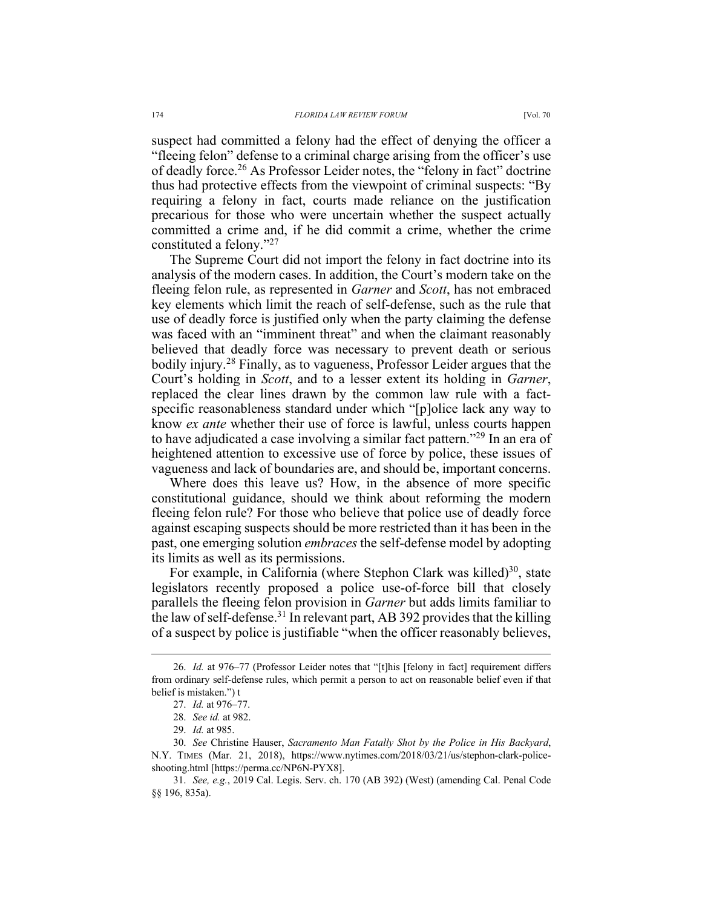suspect had committed a felony had the effect of denying the officer a "fleeing felon" defense to a criminal charge arising from the officer's use of deadly force.[26] As Professor Leider notes, the "felony in fact" doctrine thus had protective effects from the viewpoint of criminal suspects: "By requiring a felony in fact, courts made reliance on the justification precarious for those who were uncertain whether the suspect actually committed a crime and, if he did commit a crime, whether the crime constituted a felony."[27]

The Supreme Court did not import the felony in fact doctrine into its analysis of the modern cases. In addition, the Court's modern take on the fleeing felon rule, as represented in *Garner* and *Scott*, has not embraced key elements which limit the reach of self-defense, such as the rule that use of deadly force is justified only when the party claiming the defense was faced with an "imminent threat" and when the claimant reasonably believed that deadly force was necessary to prevent death or serious bodily injury.[28] Finally, as to vagueness, Professor Leider argues that the Court's holding in *Scott*, and to a lesser extent its holding in *Garner*, replaced the clear lines drawn by the common law rule with a fact-specific reasonableness standard under which "[p]olice lack any way to know *ex ante* whether their use of force is lawful, unless courts happen to have adjudicated a case involving a similar fact pattern."[29] In an era of heightened attention to excessive use of force by police, these issues of vagueness and lack of boundaries are, and should be, important concerns.

Where does this leave us? How, in the absence of more specific constitutional guidance, should we think about reforming the modern fleeing felon rule? For those who believe that police use of deadly force against escaping suspects should be more restricted than it has been in the past, one emerging solution *embraces* the self-defense model by adopting its limits as well as its permissions.

For example, in California (where Stephon Clark was killed)[30], state legislators recently proposed a police use-of-force bill that closely parallels the fleeing felon provision in *Garner* but adds limits familiar to the law of self-defense.[31] In relevant part, AB 392 provides that the killing of a suspect by police is justifiable "when the officer reasonably believes,

---

26. *Id.* at 976–77 (Professor Leider notes that "[t]his [felony in fact] requirement differs from ordinary self-defense rules, which permit a person to act on reasonable belief even if that belief is mistaken.") t

27. *Id.* at 976–77.

28. *See id.* at 982.

29. *Id.* at 985.

30. *See* Christine Hauser, *Sacramento Man Fatally Shot by the Police in His Backyard*, N.Y. TIMES (Mar. 21, 2018), https://www.nytimes.com/2018/03/21/us/stephon-clark-police-shooting.html [https://perma.cc/NP6N-PYX8].

31. *See, e.g.*, 2019 Cal. Legis. Serv. ch. 170 (AB 392) (West) (amending Cal. Penal Code §§ 196, 835a).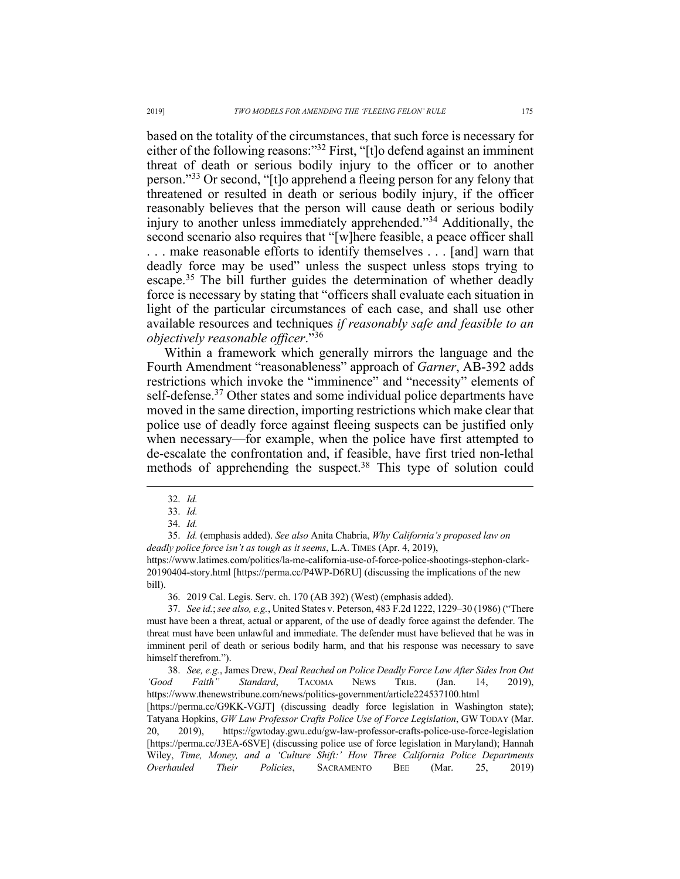based on the totality of the circumstances, that such force is necessary for either of the following reasons:"[32] First, "[t]o defend against an imminent threat of death or serious bodily injury to the officer or to another person."[33] Or second, "[t]o apprehend a fleeing person for any felony that threatened or resulted in death or serious bodily injury, if the officer reasonably believes that the person will cause death or serious bodily injury to another unless immediately apprehended."[34] Additionally, the second scenario also requires that "[w]here feasible, a peace officer shall . . . make reasonable efforts to identify themselves . . . [and] warn that deadly force may be used" unless the suspect unless stops trying to escape.[35] The bill further guides the determination of whether deadly force is necessary by stating that "officers shall evaluate each situation in light of the particular circumstances of each case, and shall use other available resources and techniques *if reasonably safe and feasible to an objectively reasonable officer*."[36]

Within a framework which generally mirrors the language and the Fourth Amendment "reasonableness" approach of *Garner*, AB-392 adds restrictions which invoke the "imminence" and "necessity" elements of self-defense.[37] Other states and some individual police departments have moved in the same direction, importing restrictions which make clear that police use of deadly force against fleeing suspects can be justified only when necessary—for example, when the police have first attempted to de-escalate the confrontation and, if feasible, have first tried non-lethal methods of apprehending the suspect.[38] This type of solution could

---

32. *Id.*

33. *Id.*

34. *Id.*

35. *Id.* (emphasis added). *See also* Anita Chabria, *Why California's proposed law on deadly police force isn't as tough as it seems*, L.A. TIMES (Apr. 4, 2019), https://www.latimes.com/politics/la-me-california-use-of-force-police-shootings-stephon-clark-20190404-story.html [https://perma.cc/P4WP-D6RU] (discussing the implications of the new bill).

36. 2019 Cal. Legis. Serv. ch. 170 (AB 392) (West) (emphasis added).

37. *See id.*; *see also, e.g.*, United States v. Peterson, 483 F.2d 1222, 1229–30 (1986) ("There must have been a threat, actual or apparent, of the use of deadly force against the defender. The threat must have been unlawful and immediate. The defender must have believed that he was in imminent peril of death or serious bodily harm, and that his response was necessary to save himself therefrom.").

38. *See, e.g.*, James Drew, *Deal Reached on Police Deadly Force Law After Sides Iron Out 'Good Faith" Standard*, TACOMA NEWS TRIB. (Jan. 14, 2019), https://www.thenewstribune.com/news/politics-government/article224537100.html [https://perma.cc/G9KK-VGJT] (discussing deadly force legislation in Washington state); Tatyana Hopkins, *GW Law Professor Crafts Police Use of Force Legislation*, GW TODAY (Mar. 20, 2019), https://gwtoday.gwu.edu/gw-law-professor-crafts-police-use-force-legislation [https://perma.cc/J3EA-6SVE] (discussing police use of force legislation in Maryland); Hannah Wiley, *Time, Money, and a 'Culture Shift:' How Three California Police Departments Overhauled Their Policies*, SACRAMENTO BEE (Mar. 25, 2019)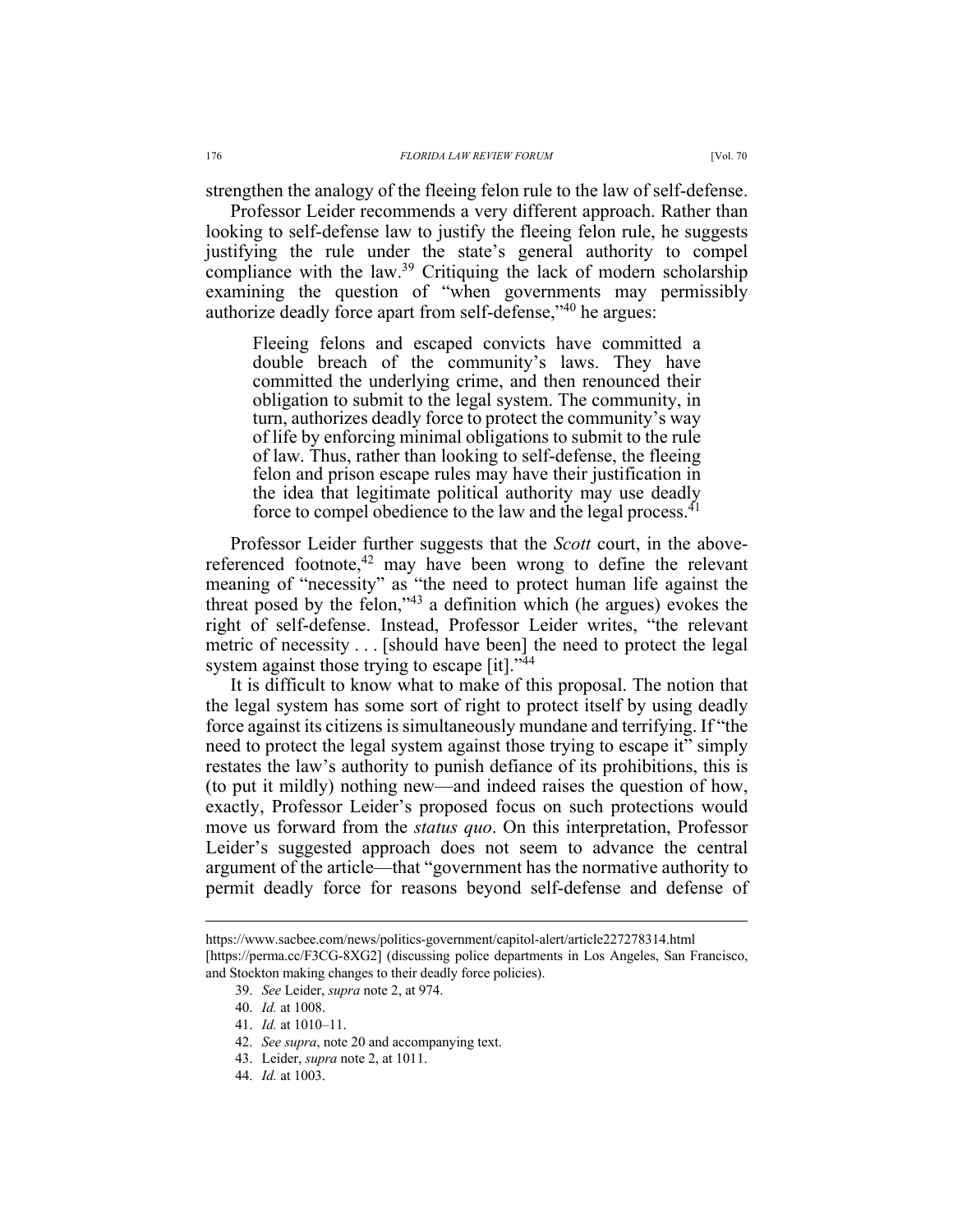strengthen the analogy of the fleeing felon rule to the law of self-defense.

Professor Leider recommends a very different approach. Rather than looking to self-defense law to justify the fleeing felon rule, he suggests justifying the rule under the state's general authority to compel compliance with the law.[39] Critiquing the lack of modern scholarship examining the question of "when governments may permissibly authorize deadly force apart from self-defense,"[40] he argues:

> Fleeing felons and escaped convicts have committed a double breach of the community's laws. They have committed the underlying crime, and then renounced their obligation to submit to the legal system. The community, in turn, authorizes deadly force to protect the community's way of life by enforcing minimal obligations to submit to the rule of law. Thus, rather than looking to self-defense, the fleeing felon and prison escape rules may have their justification in the idea that legitimate political authority may use deadly force to compel obedience to the law and the legal process.[41]

Professor Leider further suggests that the *Scott* court, in the above-referenced footnote,[42] may have been wrong to define the relevant meaning of "necessity" as "the need to protect human life against the threat posed by the felon,"[43] a definition which (he argues) evokes the right of self-defense. Instead, Professor Leider writes, "the relevant metric of necessity . . . [should have been] the need to protect the legal system against those trying to escape [it]."[44]

It is difficult to know what to make of this proposal. The notion that the legal system has some sort of right to protect itself by using deadly force against its citizens is simultaneously mundane and terrifying. If "the need to protect the legal system against those trying to escape it" simply restates the law's authority to punish defiance of its prohibitions, this is (to put it mildly) nothing new—and indeed raises the question of how, exactly, Professor Leider's proposed focus on such protections would move us forward from the *status quo*. On this interpretation, Professor Leider's suggested approach does not seem to advance the central argument of the article—that "government has the normative authority to permit deadly force for reasons beyond self-defense and defense of

---

https://www.sacbee.com/news/politics-government/capitol-alert/article227278314.html [https://perma.cc/F3CG-8XG2] (discussing police departments in Los Angeles, San Francisco, and Stockton making changes to their deadly force policies).

39. *See* Leider, *supra* note 2, at 974.

40. *Id.* at 1008.

41. *Id.* at 1010–11.

42. *See supra*, note 20 and accompanying text.

43. Leider, *supra* note 2, at 1011.

44. *Id.* at 1003.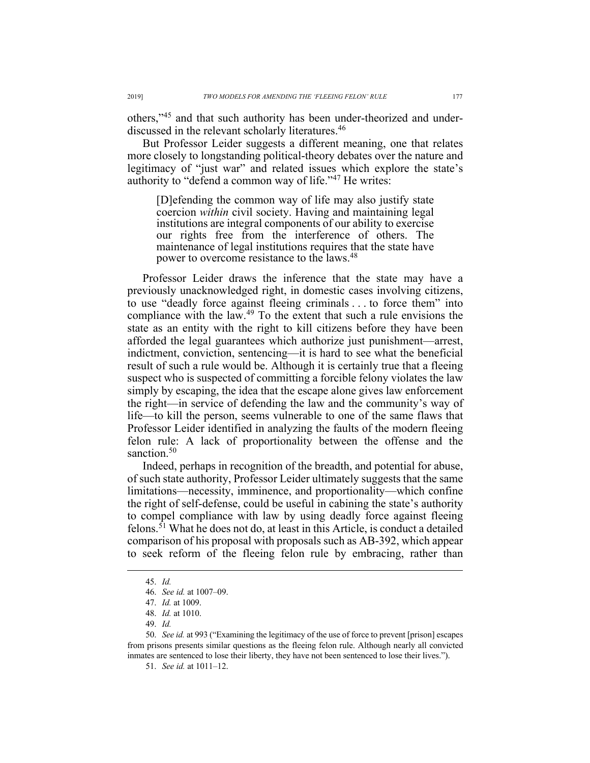others,"[45] and that such authority has been under-theorized and under-discussed in the relevant scholarly literatures.[46]

But Professor Leider suggests a different meaning, one that relates more closely to longstanding political-theory debates over the nature and legitimacy of "just war" and related issues which explore the state's authority to "defend a common way of life."[47] He writes:

> [D]efending the common way of life may also justify state coercion *within* civil society. Having and maintaining legal institutions are integral components of our ability to exercise our rights free from the interference of others. The maintenance of legal institutions requires that the state have power to overcome resistance to the laws.[48]

Professor Leider draws the inference that the state may have a previously unacknowledged right, in domestic cases involving citizens, to use "deadly force against fleeing criminals . . . to force them" into compliance with the law.[49] To the extent that such a rule envisions the state as an entity with the right to kill citizens before they have been afforded the legal guarantees which authorize just punishment—arrest, indictment, conviction, sentencing—it is hard to see what the beneficial result of such a rule would be. Although it is certainly true that a fleeing suspect who is suspected of committing a forcible felony violates the law simply by escaping, the idea that the escape alone gives law enforcement the right—in service of defending the law and the community's way of life—to kill the person, seems vulnerable to one of the same flaws that Professor Leider identified in analyzing the faults of the modern fleeing felon rule: A lack of proportionality between the offense and the sanction.[50]

Indeed, perhaps in recognition of the breadth, and potential for abuse, of such state authority, Professor Leider ultimately suggests that the same limitations—necessity, imminence, and proportionality—which confine the right of self-defense, could be useful in cabining the state's authority to compel compliance with law by using deadly force against fleeing felons.[51] What he does not do, at least in this Article, is conduct a detailed comparison of his proposal with proposals such as AB-392, which appear to seek reform of the fleeing felon rule by embracing, rather than

---

45. *Id.*

46. *See id.* at 1007–09.

47. *Id.* at 1009.

48. *Id.* at 1010.

49. *Id.*

50. *See id.* at 993 ("Examining the legitimacy of the use of force to prevent [prison] escapes from prisons presents similar questions as the fleeing felon rule. Although nearly all convicted inmates are sentenced to lose their liberty, they have not been sentenced to lose their lives.").

51. *See id.* at 1011–12.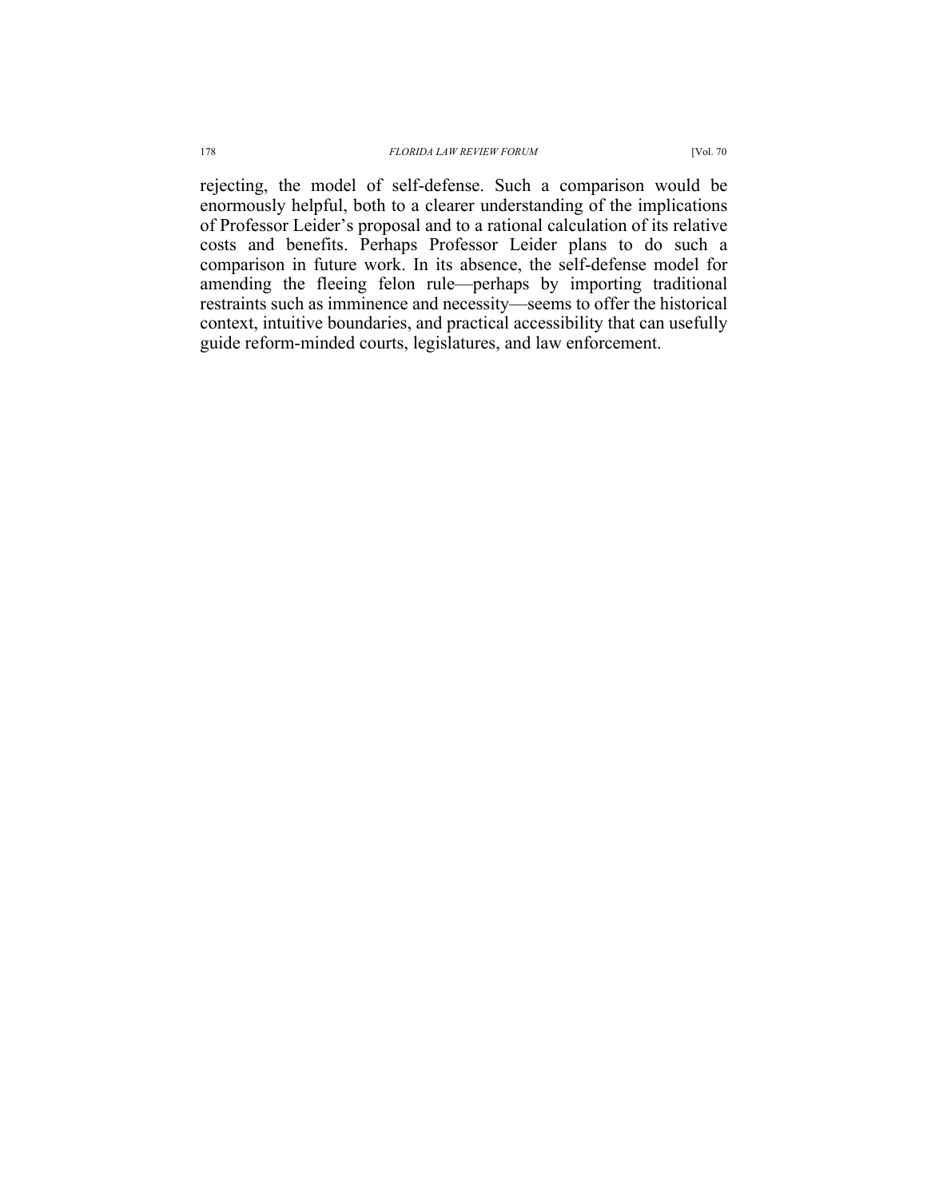rejecting, the model of self-defense. Such a comparison would be enormously helpful, both to a clearer understanding of the implications of Professor Leider's proposal and to a rational calculation of its relative costs and benefits. Perhaps Professor Leider plans to do such a comparison in future work. In its absence, the self-defense model for amending the fleeing felon rule—perhaps by importing traditional restraints such as imminence and necessity—seems to offer the historical context, intuitive boundaries, and practical accessibility that can usefully guide reform-minded courts, legislatures, and law enforcement.